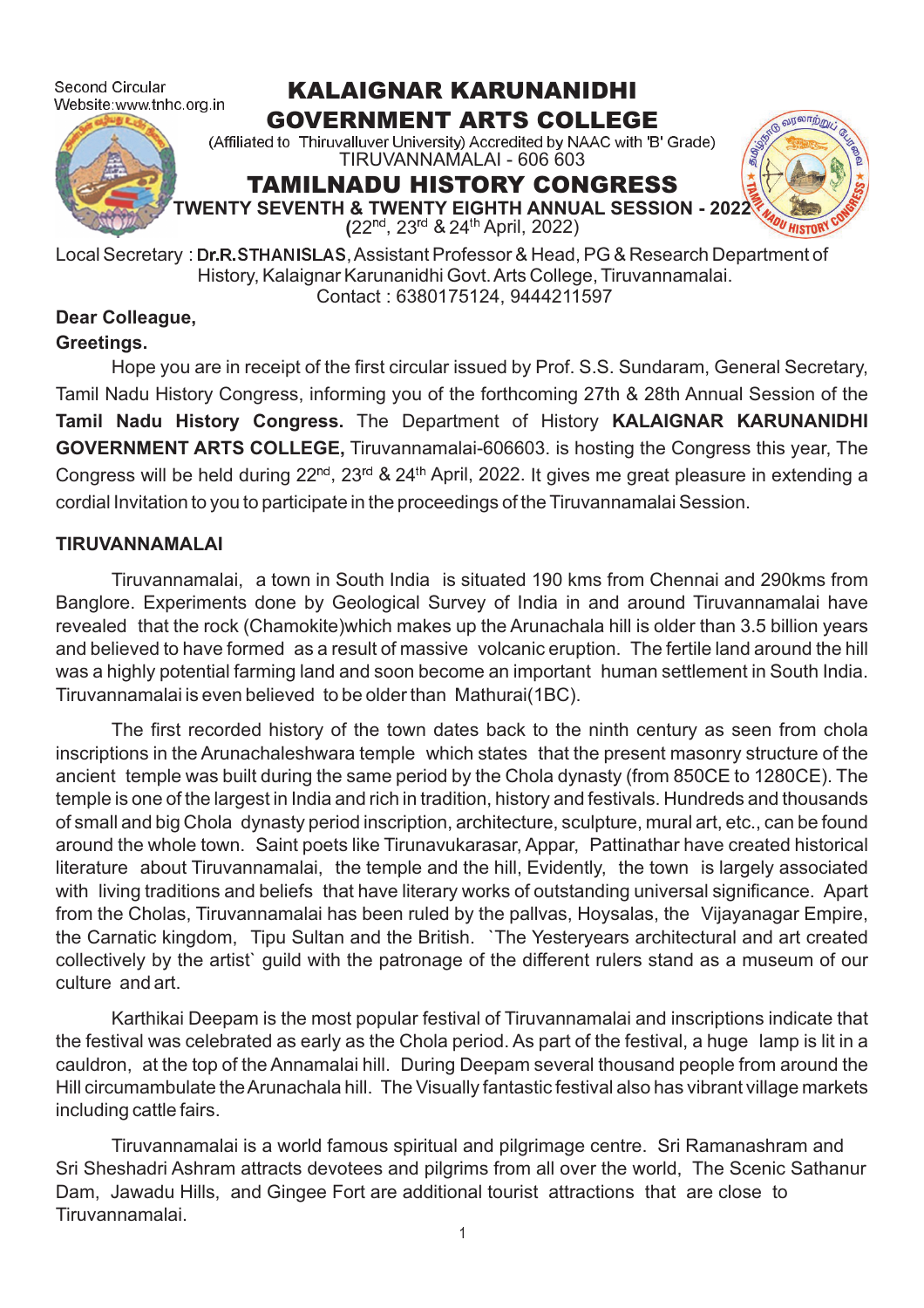Second Circular
Website:www.tnhc.org.in

# KALAIGNAR KARUNANIDHI GOVERNMENT ARTS COLLEGE

(Affiliated to Thiruvalluver University) Accredited by NAAC with 'B' Grade)
TIRUVANNAMALAI - 606 603

## TAMILNADU HISTORY CONGRESS

**TWENTY SEVENTH & TWENTY EIGHTH ANNUAL SESSION - 2022**
(22nd, 23rd & 24th April, 2022)

Local Secretary : **Dr.R.STHANISLAS**, Assistant Professor & Head, PG & Research Department of History, Kalaignar Karunanidhi Govt. Arts College, Tiruvannamalai.
Contact : 6380175124, 9444211597

**Dear Colleague,**
**Greetings.**

Hope you are in receipt of the first circular issued by Prof. S.S. Sundaram, General Secretary, Tamil Nadu History Congress, informing you of the forthcoming 27th & 28th Annual Session of the **Tamil Nadu History Congress.** The Department of History **KALAIGNAR KARUNANIDHI GOVERNMENT ARTS COLLEGE,** Tiruvannamalai-606603. is hosting the Congress this year, The Congress will be held during 22nd, 23rd & 24th April, 2022. It gives me great pleasure in extending a cordial Invitation to you to participate in the proceedings of the Tiruvannamalai Session.

**TIRUVANNAMALAI**

Tiruvannamalai, a town in South India is situated 190 kms from Chennai and 290kms from Banglore. Experiments done by Geological Survey of India in and around Tiruvannamalai have revealed that the rock (Chamokite)which makes up the Arunachala hill is older than 3.5 billion years and believed to have formed as a result of massive volcanic eruption. The fertile land around the hill was a highly potential farming land and soon become an important human settlement in South India. Tiruvannamalai is even believed to be older than Mathurai(1BC).

The first recorded history of the town dates back to the ninth century as seen from chola inscriptions in the Arunachaleshwara temple which states that the present masonry structure of the ancient temple was built during the same period by the Chola dynasty (from 850CE to 1280CE). The temple is one of the largest in India and rich in tradition, history and festivals. Hundreds and thousands of small and big Chola dynasty period inscription, architecture, sculpture, mural art, etc., can be found around the whole town. Saint poets like Tirunavukarasar, Appar, Pattinathar have created historical literature about Tiruvannamalai, the temple and the hill, Evidently, the town is largely associated with living traditions and beliefs that have literary works of outstanding universal significance. Apart from the Cholas, Tiruvannamalai has been ruled by the pallvas, Hoysalas, the Vijayanagar Empire, the Carnatic kingdom, Tipu Sultan and the British. `The Yesteryears architectural and art created collectively by the artist` guild with the patronage of the different rulers stand as a museum of our culture and art.

Karthikai Deepam is the most popular festival of Tiruvannamalai and inscriptions indicate that the festival was celebrated as early as the Chola period. As part of the festival, a huge lamp is lit in a cauldron, at the top of the Annamalai hill. During Deepam several thousand people from around the Hill circumambulate the Arunachala hill. The Visually fantastic festival also has vibrant village markets including cattle fairs.

Tiruvannamalai is a world famous spiritual and pilgrimage centre. Sri Ramanashram and Sri Sheshadri Ashram attracts devotees and pilgrims from all over the world, The Scenic Sathanur Dam, Jawadu Hills, and Gingee Fort are additional tourist attractions that are close to Tiruvannamalai.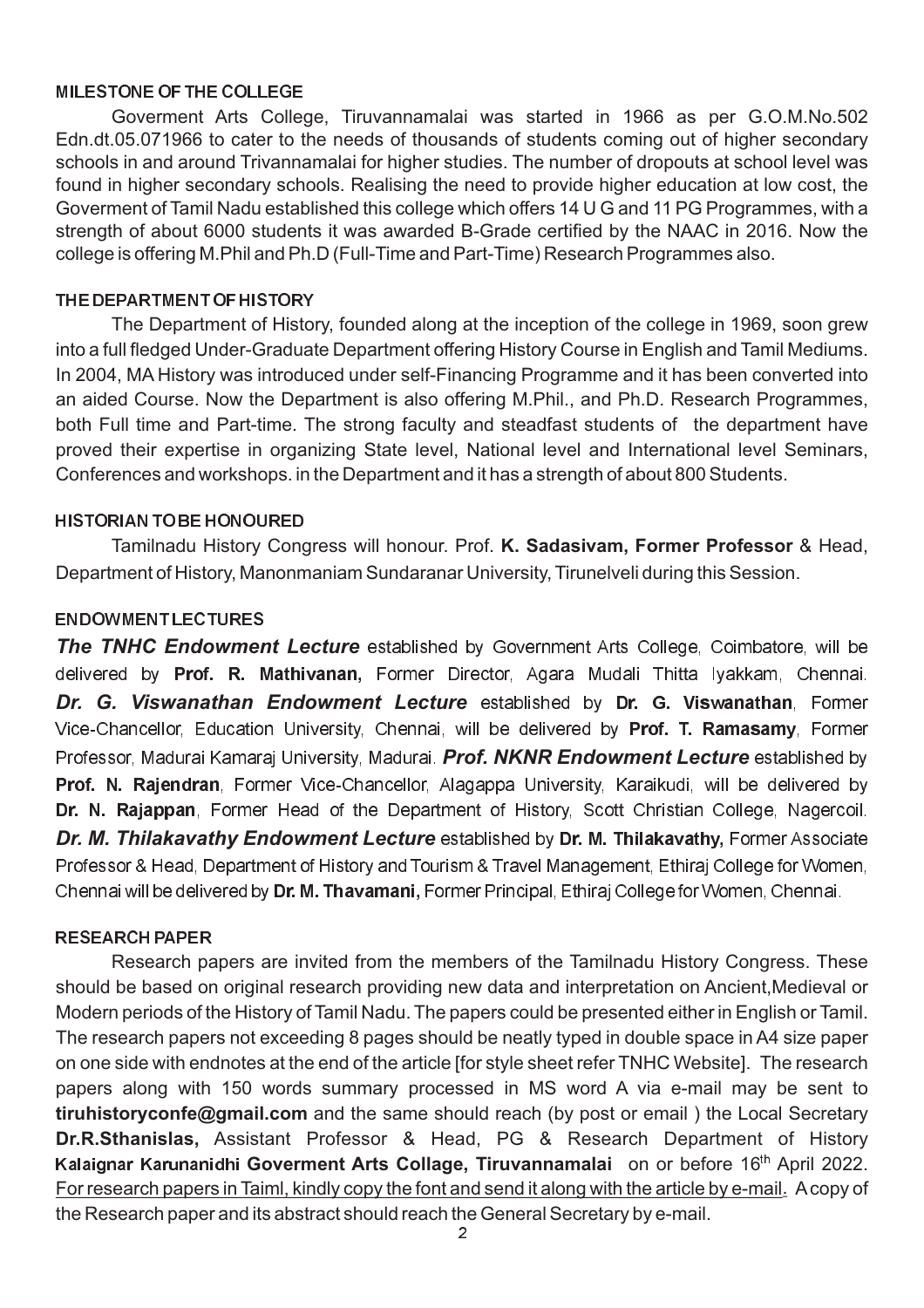## MILESTONE OF THE COLLEGE

Goverment Arts College, Tiruvannamalai was started in 1966 as per G.O.M.No.502 Edn.dt.05.071966 to cater to the needs of thousands of students coming out of higher secondary schools in and around Trivannamalai for higher studies. The number of dropouts at school level was found in higher secondary schools. Realising the need to provide higher education at low cost, the Goverment of Tamil Nadu established this college which offers 14 U G and 11 PG Programmes, with a strength of about 6000 students it was awarded B-Grade certified by the NAAC in 2016. Now the college is offering M.Phil and Ph.D (Full-Time and Part-Time) Research Programmes also.

## THE DEPARTMENT OF HISTORY

The Department of History, founded along at the inception of the college in 1969, soon grew into a full fledged Under-Graduate Department offering History Course in English and Tamil Mediums. In 2004, MA History was introduced under self-Financing Programme and it has been converted into an aided Course. Now the Department is also offering M.Phil., and Ph.D. Research Programmes, both Full time and Part-time. The strong faculty and steadfast students of the department have proved their expertise in organizing State level, National level and International level Seminars, Conferences and workshops. in the Department and it has a strength of about 800 Students.

## HISTORIAN TO BE HONOURED

Tamilnadu History Congress will honour. Prof. **K. Sadasivam, Former Professor** & Head, Department of History, Manonmaniam Sundaranar University, Tirunelveli during this Session.

## ENDOWMENT LECTURES

***The TNHC Endowment Lecture*** established by Government Arts College, Coimbatore, will be delivered by **Prof. R. Mathivanan,** Former Director, Agara Mudali Thitta Iyakkam, Chennai. ***Dr. G. Viswanathan Endowment Lecture*** established by **Dr. G. Viswanathan**, Former Vice-Chancellor, Education University, Chennai, will be delivered by **Prof. T. Ramasamy**, Former Professor, Madurai Kamaraj University, Madurai. ***Prof. NKNR Endowment Lecture*** established by **Prof. N. Rajendran**, Former Vice-Chancellor, Alagappa University, Karaikudi, will be delivered by **Dr. N. Rajappan**, Former Head of the Department of History, Scott Christian College, Nagercoil. ***Dr. M. Thilakavathy Endowment Lecture*** established by **Dr. M. Thilakavathy,** Former Associate Professor & Head, Department of History and Tourism & Travel Management, Ethiraj College for Women, Chennai will be delivered by **Dr. M. Thavamani,** Former Principal, Ethiraj College for Women, Chennai.

## RESEARCH PAPER

Research papers are invited from the members of the Tamilnadu History Congress. These should be based on original research providing new data and interpretation on Ancient,Medieval or Modern periods of the History of Tamil Nadu. The papers could be presented either in English or Tamil. The research papers not exceeding 8 pages should be neatly typed in double space in A4 size paper on one side with endnotes at the end of the article [for style sheet refer TNHC Website]. The research papers along with 150 words summary processed in MS word A via e-mail may be sent to **tiruhistoryconfe@gmail.com** and the same should reach (by post or email ) the Local Secretary **Dr.R.Sthanislas,** Assistant Professor & Head, PG & Research Department of History **Kalaignar Karunanidhi Goverment Arts Collage, Tiruvannamalai** on or before 16th April 2022. <u>For research papers in Taiml, kindly copy the font and send it along with the article by e-mail.</u> A copy of the Research paper and its abstract should reach the General Secretary by e-mail.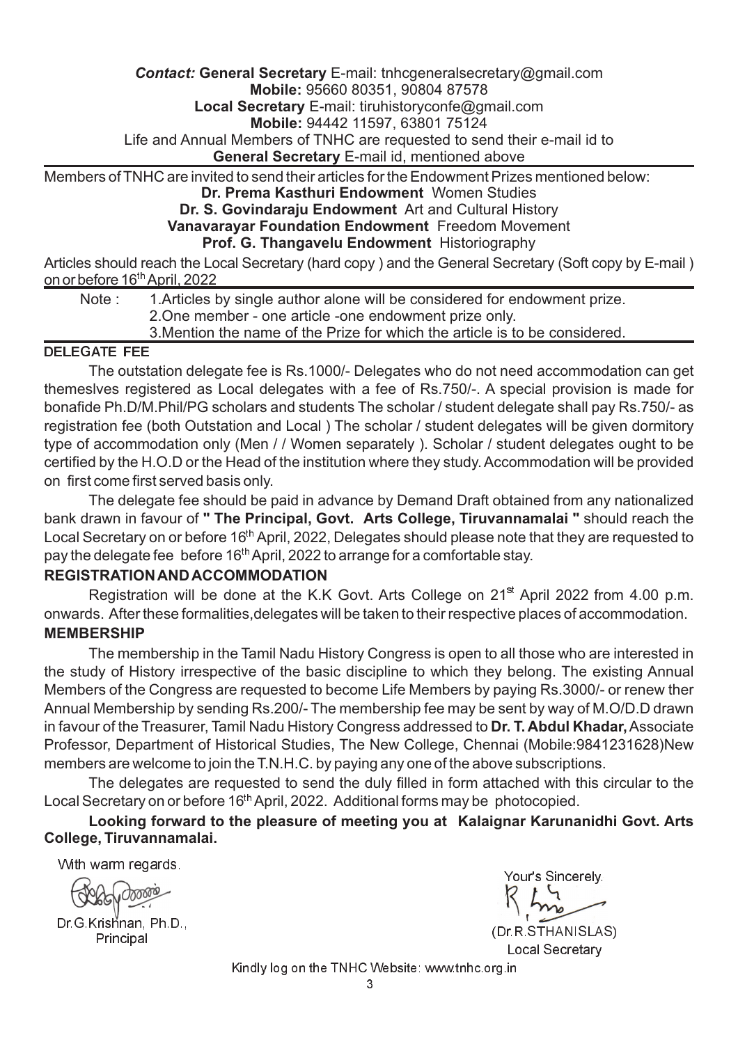***Contact:*** **General Secretary** E-mail: tnhcgeneralsecretary@gmail.com
**Mobile:** 95660 80351, 90804 87578
**Local Secretary** E-mail: tiruhistoryconfe@gmail.com
**Mobile:** 94442 11597, 63801 75124
Life and Annual Members of TNHC are requested to send their e-mail id to
**General Secretary** E-mail id, mentioned above

Members of TNHC are invited to send their articles for the Endowment Prizes mentioned below:

**Dr. Prema Kasthuri Endowment** Women Studies
**Dr. S. Govindaraju Endowment** Art and Cultural History
**Vanavarayar Foundation Endowment** Freedom Movement
**Prof. G. Thangavelu Endowment** Historiography

Articles should reach the Local Secretary (hard copy ) and the General Secretary (Soft copy by E-mail ) on or before 16th April, 2022

Note :
1. Articles by single author alone will be considered for endowment prize.
2. One member - one article -one endowment prize only.
3. Mention the name of the Prize for which the article is to be considered.

**DELEGATE FEE**

The outstation delegate fee is Rs.1000/- Delegates who do not need accommodation can get themeslves registered as Local delegates with a fee of Rs.750/-. A special provision is made for bonafide Ph.D/M.Phil/PG scholars and students The scholar / student delegate shall pay Rs.750/- as registration fee (both Outstation and Local ) The scholar / student delegates will be given dormitory type of accommodation only (Men / / Women separately ). Scholar / student delegates ought to be certified by the H.O.D or the Head of the institution where they study. Accommodation will be provided on first come first served basis only.

The delegate fee should be paid in advance by Demand Draft obtained from any nationalized bank drawn in favour of **" The Principal, Govt. Arts College, Tiruvannamalai "** should reach the Local Secretary on or before 16th April, 2022, Delegates should please note that they are requested to pay the delegate fee before 16th April, 2022 to arrange for a comfortable stay.

**REGISTRATION AND ACCOMMODATION**

Registration will be done at the K.K Govt. Arts College on 21st April 2022 from 4.00 p.m. onwards. After these formalities,delegates will be taken to their respective places of accommodation.

**MEMBERSHIP**

The membership in the Tamil Nadu History Congress is open to all those who are interested in the study of History irrespective of the basic discipline to which they belong. The existing Annual Members of the Congress are requested to become Life Members by paying Rs.3000/- or renew ther Annual Membership by sending Rs.200/- The membership fee may be sent by way of M.O/D.D drawn in favour of the Treasurer, Tamil Nadu History Congress addressed to **Dr. T. Abdul Khadar,** Associate Professor, Department of Historical Studies, The New College, Chennai (Mobile:9841231628)New members are welcome to join the T.N.H.C. by paying any one of the above subscriptions.

The delegates are requested to send the duly filled in form attached with this circular to the Local Secretary on or before 16th April, 2022. Additional forms may be photocopied.

**Looking forward to the pleasure of meeting you at Kalaignar Karunanidhi Govt. Arts College, Tiruvannamalai.**

With warm regards.

Dr.G.Krishnan, Ph.D.,
Principal

Your's Sincerely.

(Dr.R.STHANISLAS)
Local Secretary

Kindly log on the TNHC Website: www.tnhc.org.in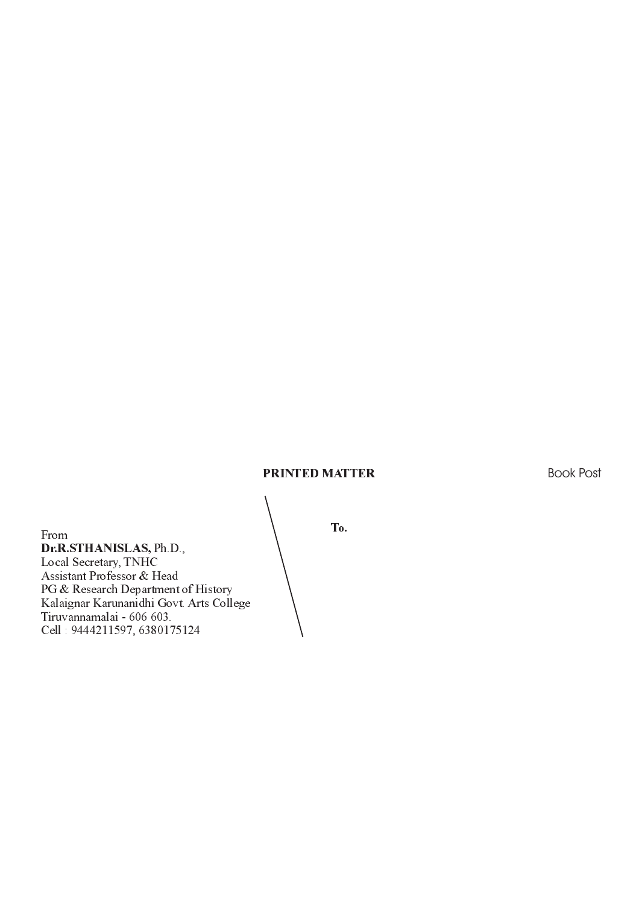**PRINTED MATTER** Book Post

From
**Dr.R.STHANISLAS,** Ph.D.,
Local Secretary, TNHC
Assistant Professor & Head
PG & Research Department of History
Kalaignar Karunanidhi Govt. Arts College
Tiruvannamalai - 606 603.
Cell : 9444211597, 6380175124

**To.**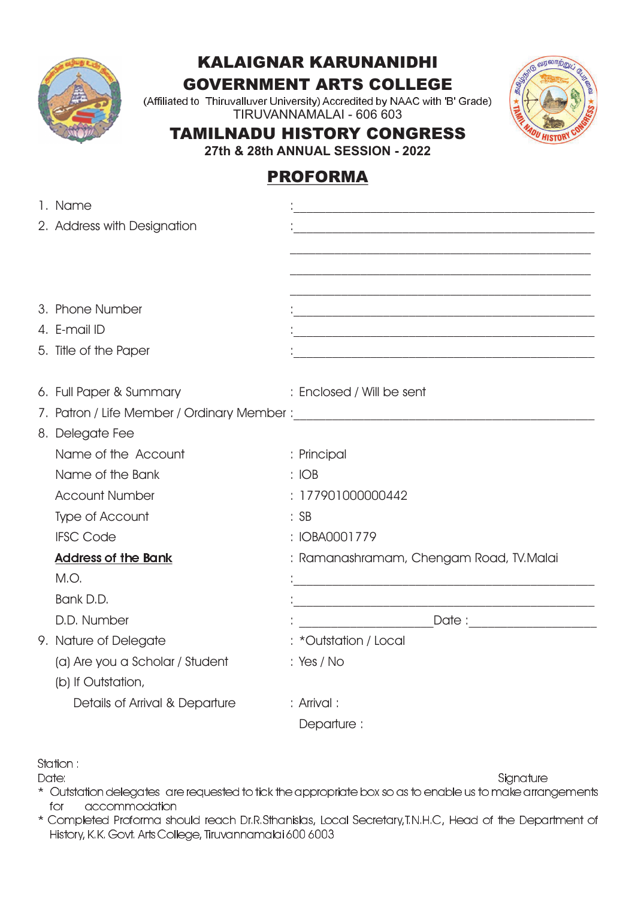# KALAIGNAR KARUNANIDHI GOVERNMENT ARTS COLLEGE

(Affiliated to Thiruvalluver University) Accredited by NAAC with 'B' Grade)

TIRUVANNAMALAI - 606 603

## TAMILNADU HISTORY CONGRESS

**27th & 28th ANNUAL SESSION - 2022**

## PROFORMA

1. Name : ____________________
2. Address with Designation : ____________________

   ____________________

   ____________________

   ____________________

3. Phone Number : ____________________
4. E-mail ID : ____________________
5. Title of the Paper : ____________________
6. Full Paper & Summary : Enclosed / Will be sent
7. Patron / Life Member / Ordinary Member : ____________________
8. Delegate Fee

   Name of the Account : Principal

   Name of the Bank : IOB

   Account Number : 177901000000442

   Type of Account : SB

   IFSC Code : IOBA0001779

   **Address of the Bank** : Ramanashramam, Chengam Road, TV.Malai

   M.O. : ____________________

   Bank D.D. : ____________________

   D.D. Number : ____________________ Date : ____________________

9. Nature of Delegate : *Outstation / Local

   (a) Are you a Scholar / Student : Yes / No

   (b) If Outstation,

   Details of Arrival & Departure : Arrival :

   Departure :

Station :

Date:

Signature

* Outstation delegates are requested to tick the appropriate box so as to enable us to make arrangements for accommodation
* Completed Proforma should reach Dr.R.Sthanislas, Local Secretary,T.N.H.C, Head of the Department of History, K.K. Govt. Arts College, Tiruvannamalai 600 6003